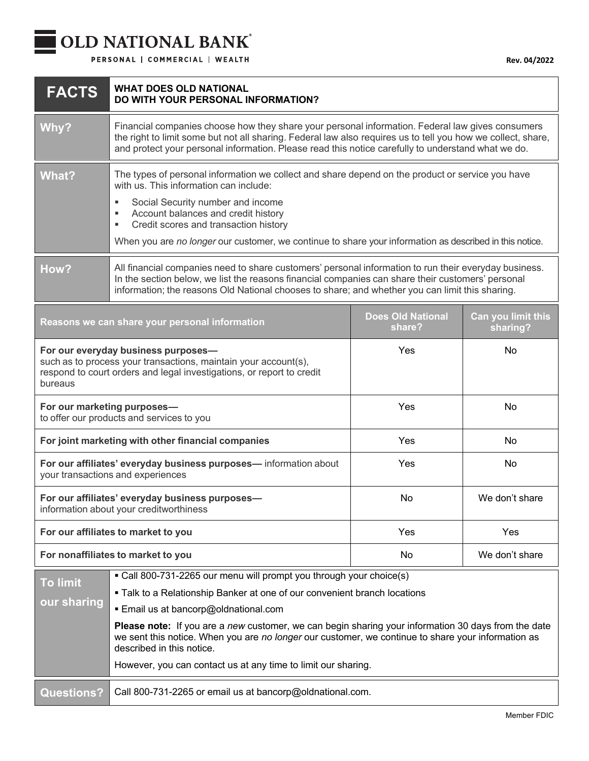# OLD NATIONAL BANK

PERSONAL | COMMERCIAL | WEALTH

Rev. 04/2022

| **FACTS** | **WHAT DOES OLD NATIONAL DO WITH YOUR PERSONAL INFORMATION?** |
|---|---|
| **Why?** | Financial companies choose how they share your personal information. Federal law gives consumers the right to limit some but not all sharing. Federal law also requires us to tell you how we collect, share, and protect your personal information. Please read this notice carefully to understand what we do. |
| **What?** | The types of personal information we collect and share depend on the product or service you have with us. This information can include:<br>▪ Social Security number and income<br>▪ Account balances and credit history<br>▪ Credit scores and transaction history<br><br>When you are *no longer* our customer, we continue to share your information as described in this notice. |
| **How?** | All financial companies need to share customers' personal information to run their everyday business. In the section below, we list the reasons financial companies can share their customers' personal information; the reasons Old National chooses to share; and whether you can limit this sharing. |

| Reasons we can share your personal information | Does Old National share? | Can you limit this sharing? |
|---|---|---|
| **For our everyday business purposes—** such as to process your transactions, maintain your account(s), respond to court orders and legal investigations, or report to credit bureaus | Yes | No |
| **For our marketing purposes—** to offer our products and services to you | Yes | No |
| **For joint marketing with other financial companies** | Yes | No |
| **For our affiliates' everyday business purposes—** information about your transactions and experiences | Yes | No |
| **For our affiliates' everyday business purposes—** information about your creditworthiness | No | We don't share |
| **For our affiliates to market to you** | Yes | Yes |
| **For nonaffiliates to market to you** | No | We don't share |

| **To limit our sharing** | ▪ Call 800-731-2265 our menu will prompt you through your choice(s)<br>▪ Talk to a Relationship Banker at one of our convenient branch locations<br>▪ Email us at bancorp@oldnational.com<br><br>**Please note:** If you are a *new* customer, we can begin sharing your information 30 days from the date we sent this notice. When you are *no longer* our customer, we continue to share your information as described in this notice.<br><br>However, you can contact us at any time to limit our sharing. |
|---|---|
| **Questions?** | Call 800-731-2265 or email us at bancorp@oldnational.com. |

Member FDIC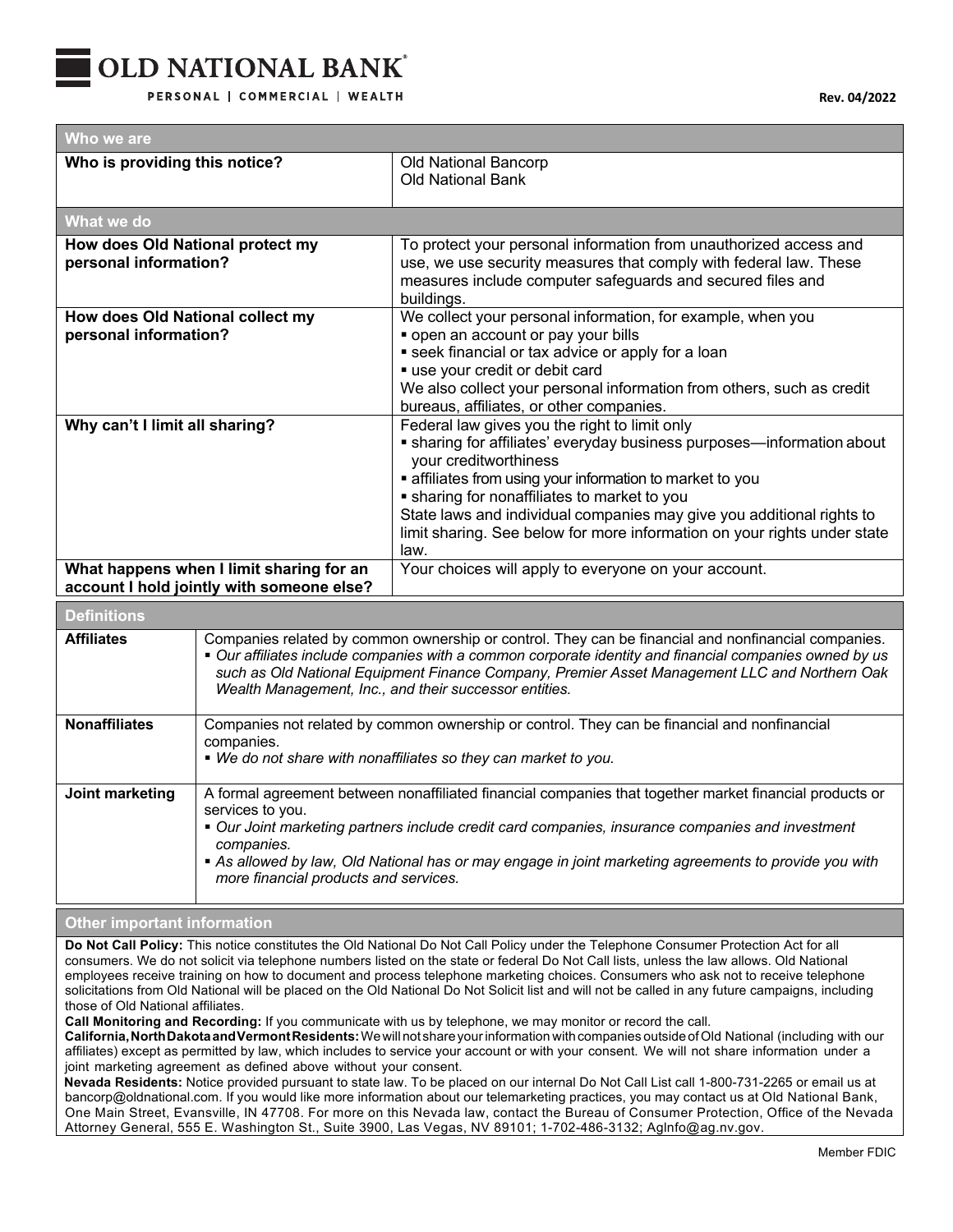**OLD NATIONAL BANK®**

PERSONAL | COMMERCIAL | WEALTH

**Rev. 04/2022**

| **Who we are** | |
|---|---|
| **Who is providing this notice?** | Old National Bancorp<br>Old National Bank |

| **What we do** | |
|---|---|
| **How does Old National protect my personal information?** | To protect your personal information from unauthorized access and use, we use security measures that comply with federal law. These measures include computer safeguards and secured files and buildings. |
| **How does Old National collect my personal information?** | We collect your personal information, for example, when you<br>▪ open an account or pay your bills<br>▪ seek financial or tax advice or apply for a loan<br>▪ use your credit or debit card<br>We also collect your personal information from others, such as credit bureaus, affiliates, or other companies. |
| **Why can't I limit all sharing?** | Federal law gives you the right to limit only<br>▪ sharing for affiliates' everyday business purposes—information about your creditworthiness<br>▪ affiliates from using your information to market to you<br>▪ sharing for nonaffiliates to market to you<br>State laws and individual companies may give you additional rights to limit sharing. See below for more information on your rights under state law. |
| **What happens when I limit sharing for an account I hold jointly with someone else?** | Your choices will apply to everyone on your account. |

| **Definitions** | |
|---|---|
| **Affiliates** | Companies related by common ownership or control. They can be financial and nonfinancial companies.<br>▪ *Our affiliates include companies with a common corporate identity and financial companies owned by us such as Old National Equipment Finance Company, Premier Asset Management LLC and Northern Oak Wealth Management, Inc., and their successor entities.* |
| **Nonaffiliates** | Companies not related by common ownership or control. They can be financial and nonfinancial companies.<br>▪ *We do not share with nonaffiliates so they can market to you.* |
| **Joint marketing** | A formal agreement between nonaffiliated financial companies that together market financial products or services to you.<br>▪ *Our Joint marketing partners include credit card companies, insurance companies and investment companies.*<br>▪ *As allowed by law, Old National has or may engage in joint marketing agreements to provide you with more financial products and services.* |

## Other important information

**Do Not Call Policy:** This notice constitutes the Old National Do Not Call Policy under the Telephone Consumer Protection Act for all consumers. We do not solicit via telephone numbers listed on the state or federal Do Not Call lists, unless the law allows. Old National employees receive training on how to document and process telephone marketing choices. Consumers who ask not to receive telephone solicitations from Old National will be placed on the Old National Do Not Solicit list and will not be called in any future campaigns, including those of Old National affiliates.

**Call Monitoring and Recording:** If you communicate with us by telephone, we may monitor or record the call.

**California, North Dakota and Vermont Residents:** We will not share your information with companies outside of Old National (including with our affiliates) except as permitted by law, which includes to service your account or with your consent. We will not share information under a joint marketing agreement as defined above without your consent.

**Nevada Residents:** Notice provided pursuant to state law. To be placed on our internal Do Not Call List call 1-800-731-2265 or email us at bancorp@oldnational.com. If you would like more information about our telemarketing practices, you may contact us at Old National Bank, One Main Street, Evansville, IN 47708. For more on this Nevada law, contact the Bureau of Consumer Protection, Office of the Nevada Attorney General, 555 E. Washington St., Suite 3900, Las Vegas, NV 89101; 1-702-486-3132; AgInfo@ag.nv.gov.

Member FDIC